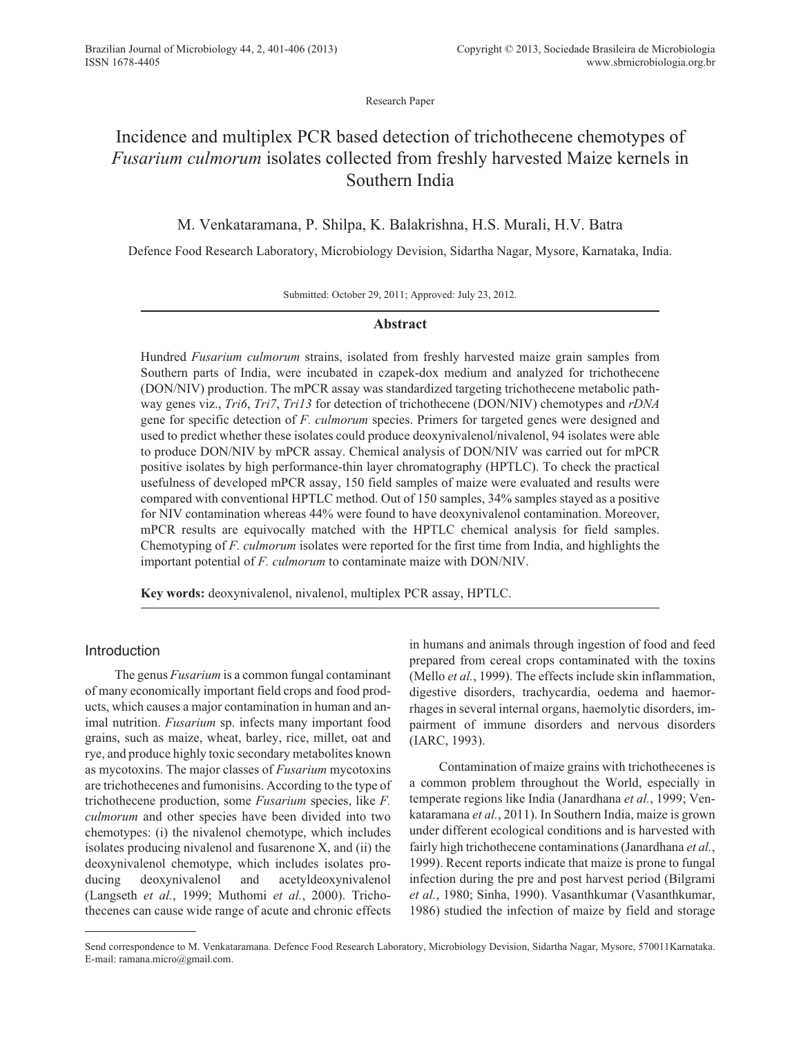Research Paper

# Incidence and multiplex PCR based detection of trichothecene chemotypes of *Fusarium culmorum* isolates collected from freshly harvested Maize kernels in Southern India

M. Venkataramana, P. Shilpa, K. Balakrishna, H.S. Murali, H.V. Batra

Defence Food Research Laboratory, Microbiology Devision, Sidartha Nagar, Mysore, Karnataka, India.

Submitted: October 29, 2011; Approved: July 23, 2012.

## Abstract

Hundred *Fusarium culmorum* strains, isolated from freshly harvested maize grain samples from Southern parts of India, were incubated in czapek-dox medium and analyzed for trichothecene (DON/NIV) production. The mPCR assay was standardized targeting trichothecene metabolic pathway genes viz., *Tri6*, *Tri7*, *Tri13* for detection of trichothecene (DON/NIV) chemotypes and *rDNA* gene for specific detection of *F. culmorum* species. Primers for targeted genes were designed and used to predict whether these isolates could produce deoxynivalenol/nivalenol, 94 isolates were able to produce DON/NIV by mPCR assay. Chemical analysis of DON/NIV was carried out for mPCR positive isolates by high performance-thin layer chromatography (HPTLC). To check the practical usefulness of developed mPCR assay, 150 field samples of maize were evaluated and results were compared with conventional HPTLC method. Out of 150 samples, 34% samples stayed as a positive for NIV contamination whereas 44% were found to have deoxynivalenol contamination. Moreover, mPCR results are equivocally matched with the HPTLC chemical analysis for field samples. Chemotyping of *F. culmorum* isolates were reported for the first time from India, and highlights the important potential of *F. culmorum* to contaminate maize with DON/NIV.

**Key words:** deoxynivalenol, nivalenol, multiplex PCR assay, HPTLC.

## Introduction

The genus *Fusarium* is a common fungal contaminant of many economically important field crops and food products, which causes a major contamination in human and animal nutrition. *Fusarium* sp. infects many important food grains, such as maize, wheat, barley, rice, millet, oat and rye, and produce highly toxic secondary metabolites known as mycotoxins. The major classes of *Fusarium* mycotoxins are trichothecenes and fumonisins. According to the type of trichothecene production, some *Fusarium* species, like *F. culmorum* and other species have been divided into two chemotypes: (i) the nivalenol chemotype, which includes isolates producing nivalenol and fusarenone X, and (ii) the deoxynivalenol chemotype, which includes isolates producing deoxynivalenol and acetyldeoxynivalenol (Langseth *et al.*, 1999; Muthomi *et al.*, 2000). Trichothecenes can cause wide range of acute and chronic effects in humans and animals through ingestion of food and feed prepared from cereal crops contaminated with the toxins (Mello *et al.*, 1999). The effects include skin inflammation, digestive disorders, trachycardia, oedema and haemorrhages in several internal organs, haemolytic disorders, impairment of immune disorders and nervous disorders (IARC, 1993).

Contamination of maize grains with trichothecenes is a common problem throughout the World, especially in temperate regions like India (Janardhana *et al.*, 1999; Venkataramana *et al.*, 2011). In Southern India, maize is grown under different ecological conditions and is harvested with fairly high trichothecene contaminations (Janardhana *et al.*, 1999). Recent reports indicate that maize is prone to fungal infection during the pre and post harvest period (Bilgrami *et al.*, 1980; Sinha, 1990). Vasanthkumar (Vasanthkumar, 1986) studied the infection of maize by field and storage

Send correspondence to M. Venkataramana. Defence Food Research Laboratory, Microbiology Devision, Sidartha Nagar, Mysore, 570011Karnataka. E-mail: ramana.micro@gmail.com.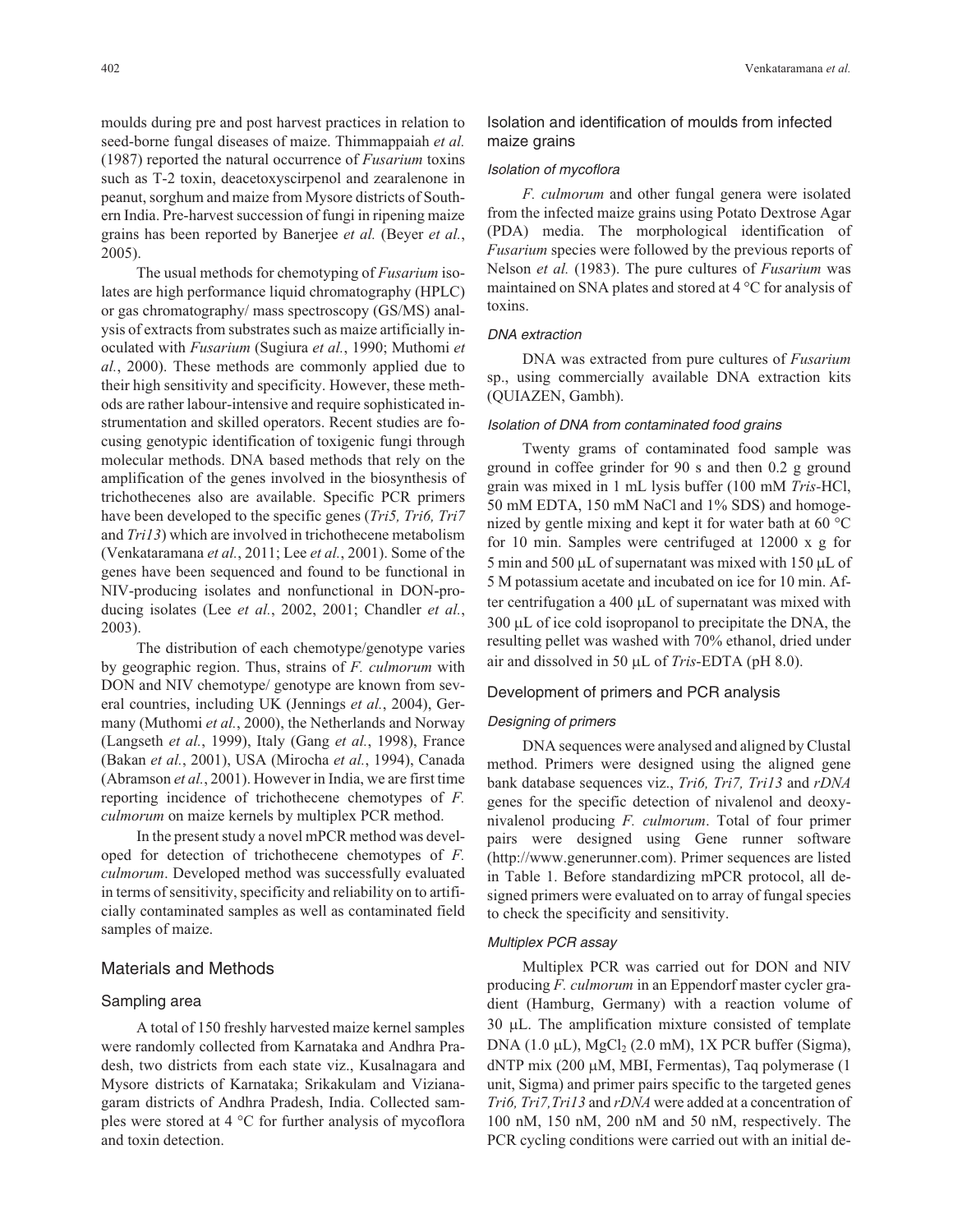moulds during pre and post harvest practices in relation to seed-borne fungal diseases of maize. Thimmappaiah *et al.* (1987) reported the natural occurrence of *Fusarium* toxins such as T-2 toxin, deacetoxyscirpenol and zearalenone in peanut, sorghum and maize from Mysore districts of Southern India. Pre-harvest succession of fungi in ripening maize grains has been reported by Banerjee *et al.* (Beyer *et al.*, 2005).

The usual methods for chemotyping of *Fusarium* isolates are high performance liquid chromatography (HPLC) or gas chromatography/ mass spectroscopy (GS/MS) analysis of extracts from substrates such as maize artificially inoculated with *Fusarium* (Sugiura *et al.*, 1990; Muthomi *et al.*, 2000). These methods are commonly applied due to their high sensitivity and specificity. However, these methods are rather labour-intensive and require sophisticated instrumentation and skilled operators. Recent studies are focusing genotypic identification of toxigenic fungi through molecular methods. DNA based methods that rely on the amplification of the genes involved in the biosynthesis of trichothecenes also are available. Specific PCR primers have been developed to the specific genes (*Tri5, Tri6, Tri7* and *Tri13*) which are involved in trichothecene metabolism (Venkataramana *et al.*, 2011; Lee *et al.*, 2001). Some of the genes have been sequenced and found to be functional in NIV-producing isolates and nonfunctional in DON-producing isolates (Lee *et al.*, 2002, 2001; Chandler *et al.*, 2003).

The distribution of each chemotype/genotype varies by geographic region. Thus, strains of *F. culmorum* with DON and NIV chemotype/ genotype are known from several countries, including UK (Jennings *et al.*, 2004), Germany (Muthomi *et al.*, 2000), the Netherlands and Norway (Langseth *et al.*, 1999), Italy (Gang *et al.*, 1998), France (Bakan *et al.*, 2001), USA (Mirocha *et al.*, 1994), Canada (Abramson *et al.*, 2001). However in India, we are first time reporting incidence of trichothecene chemotypes of *F. culmorum* on maize kernels by multiplex PCR method.

In the present study a novel mPCR method was developed for detection of trichothecene chemotypes of *F. culmorum*. Developed method was successfully evaluated in terms of sensitivity, specificity and reliability on to artificially contaminated samples as well as contaminated field samples of maize.

## Materials and Methods

### Sampling area

A total of 150 freshly harvested maize kernel samples were randomly collected from Karnataka and Andhra Pradesh, two districts from each state viz., Kusalnagara and Mysore districts of Karnataka; Srikakulam and Vizianagaram districts of Andhra Pradesh, India. Collected samples were stored at 4 °C for further analysis of mycoflora and toxin detection.

### Isolation and identification of moulds from infected maize grains

#### *Isolation of mycoflora*

*F. culmorum* and other fungal genera were isolated from the infected maize grains using Potato Dextrose Agar (PDA) media. The morphological identification of *Fusarium* species were followed by the previous reports of Nelson *et al.* (1983). The pure cultures of *Fusarium* was maintained on SNA plates and stored at 4 °C for analysis of toxins.

#### *DNA extraction*

DNA was extracted from pure cultures of *Fusarium* sp., using commercially available DNA extraction kits (QUIAZEN, Gambh).

#### *Isolation of DNA from contaminated food grains*

Twenty grams of contaminated food sample was ground in coffee grinder for 90 s and then 0.2 g ground grain was mixed in 1 mL lysis buffer (100 mM *Tris*-HCl, 50 mM EDTA, 150 mM NaCl and 1% SDS) and homogenized by gentle mixing and kept it for water bath at 60 °C for 10 min. Samples were centrifuged at 12000 x g for 5 min and 500 μL of supernatant was mixed with 150 μL of 5 M potassium acetate and incubated on ice for 10 min. After centrifugation a 400 μL of supernatant was mixed with 300 μL of ice cold isopropanol to precipitate the DNA, the resulting pellet was washed with 70% ethanol, dried under air and dissolved in 50 μL of *Tris*-EDTA (pH 8.0).

### Development of primers and PCR analysis

#### *Designing of primers*

DNA sequences were analysed and aligned by Clustal method. Primers were designed using the aligned gene bank database sequences viz., *Tri6, Tri7, Tri13* and *rDNA* genes for the specific detection of nivalenol and deoxynivalenol producing *F. culmorum*. Total of four primer pairs were designed using Gene runner software (http://www.generunner.com). Primer sequences are listed in Table 1. Before standardizing mPCR protocol, all designed primers were evaluated on to array of fungal species to check the specificity and sensitivity.

#### *Multiplex PCR assay*

Multiplex PCR was carried out for DON and NIV producing *F. culmorum* in an Eppendorf master cycler gradient (Hamburg, Germany) with a reaction volume of 30 μL. The amplification mixture consisted of template DNA (1.0 μL), $MgCl_2$ (2.0 mM), 1X PCR buffer (Sigma), dNTP mix (200 μM, MBI, Fermentas), Taq polymerase (1 unit, Sigma) and primer pairs specific to the targeted genes *Tri6, Tri7,Tri13* and *rDNA* were added at a concentration of 100 nM, 150 nM, 200 nM and 50 nM, respectively. The PCR cycling conditions were carried out with an initial de-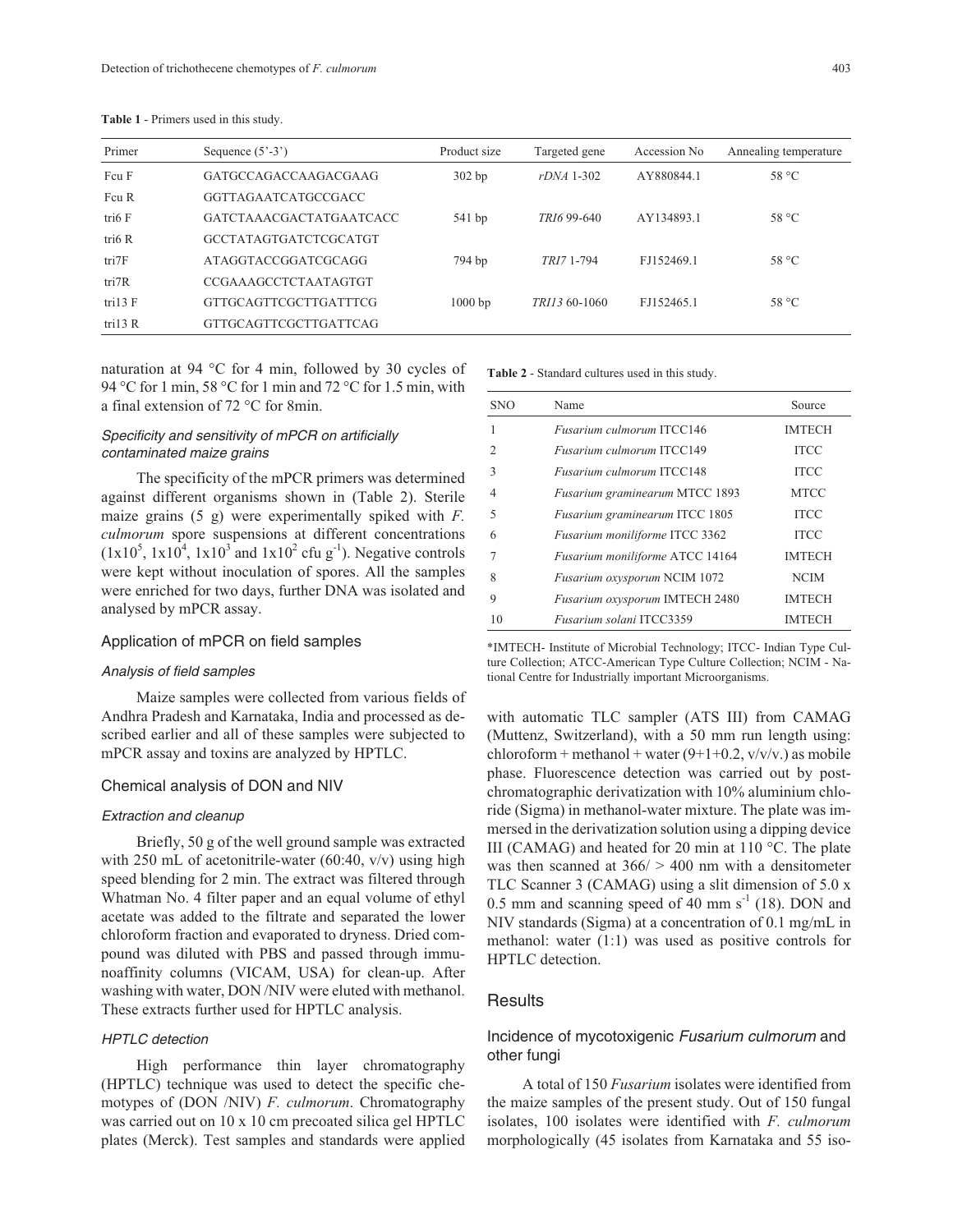**Table 1** - Primers used in this study.

| Primer | Sequence (5'-3') | Product size | Targeted gene | Accession No | Annealing temperature |
|---|---|---|---|---|---|
| Fcu F | GATGCCAGACCAAGACGAAG | 302 bp | *rDNA* 1-302 | AY880844.1 | 58 °C |
| Fcu R | GGTTAGAATCATGCCGACC | | | | |
| tri6 F | GATCTAAACGACTATGAATCACC | 541 bp | *TRI6* 99-640 | AY134893.1 | 58 °C |
| tri6 R | GCCTATAGTGATCTCGCATGT | | | | |
| tri7F | ATAGGTACCGGATCGCAGG | 794 bp | *TRI7* 1-794 | FJ152469.1 | 58 °C |
| tri7R | CCGAAAGCCTCTAATAGTGT | | | | |
| tri13 F | GTTGCAGTTCGCTTGATTTCG | 1000 bp | *TRI13* 60-1060 | FJ152465.1 | 58 °C |
| tri13 R | GTTGCAGTTCGCTTGATTCAG | | | | |

naturation at 94 °C for 4 min, followed by 30 cycles of 94 °C for 1 min, 58 °C for 1 min and 72 °C for 1.5 min, with a final extension of 72 °C for 8min.

#### Specificity and sensitivity of mPCR on artificially contaminated maize grains

The specificity of the mPCR primers was determined against different organisms shown in (Table 2). Sterile maize grains (5 g) were experimentally spiked with *F. culmorum* spore suspensions at different concentrations ($1 \times 10^5$, $1 \times 10^4$, $1 \times 10^3$ and $1 \times 10^2$ cfu $g^{-1}$). Negative controls were kept without inoculation of spores. All the samples were enriched for two days, further DNA was isolated and analysed by mPCR assay.

### Application of mPCR on field samples

#### Analysis of field samples

Maize samples were collected from various fields of Andhra Pradesh and Karnataka, India and processed as described earlier and all of these samples were subjected to mPCR assay and toxins are analyzed by HPTLC.

### Chemical analysis of DON and NIV

#### Extraction and cleanup

Briefly, 50 g of the well ground sample was extracted with 250 mL of acetonitrile-water (60:40, v/v) using high speed blending for 2 min. The extract was filtered through Whatman No. 4 filter paper and an equal volume of ethyl acetate was added to the filtrate and separated the lower chloroform fraction and evaporated to dryness. Dried compound was diluted with PBS and passed through immunoaffinity columns (VICAM, USA) for clean-up. After washing with water, DON /NIV were eluted with methanol. These extracts further used for HPTLC analysis.

#### HPTLC detection

High performance thin layer chromatography (HPTLC) technique was used to detect the specific chemotypes of (DON /NIV) *F. culmorum*. Chromatography was carried out on 10 x 10 cm precoated silica gel HPTLC plates (Merck). Test samples and standards were applied with automatic TLC sampler (ATS III) from CAMAG (Muttenz, Switzerland), with a 50 mm run length using: chloroform + methanol + water (9+1+0.2, v/v/v.) as mobile phase. Fluorescence detection was carried out by post-chromatographic derivatization with 10% aluminium chloride (Sigma) in methanol-water mixture. The plate was immersed in the derivatization solution using a dipping device III (CAMAG) and heated for 20 min at 110 °C. The plate was then scanned at 366/ > 400 nm with a densitometer TLC Scanner 3 (CAMAG) using a slit dimension of 5.0 x 0.5 mm and scanning speed of 40 mm $s^{-1}$ (18). DON and NIV standards (Sigma) at a concentration of 0.1 mg/mL in methanol: water (1:1) was used as positive controls for HPTLC detection.

**Table 2** - Standard cultures used in this study.

| SNO | Name | Source |
|---|---|---|
| 1 | *Fusarium culmorum* ITCC146 | IMTECH |
| 2 | *Fusarium culmorum* ITCC149 | ITCC |
| 3 | *Fusarium culmorum* ITCC148 | ITCC |
| 4 | *Fusarium graminearum* MTCC 1893 | MTCC |
| 5 | *Fusarium graminearum* ITCC 1805 | ITCC |
| 6 | *Fusarium moniliforme* ITCC 3362 | ITCC |
| 7 | *Fusarium moniliforme* ATCC 14164 | IMTECH |
| 8 | *Fusarium oxysporum* NCIM 1072 | NCIM |
| 9 | *Fusarium oxysporum* IMTECH 2480 | IMTECH |
| 10 | *Fusarium solani* ITCC3359 | IMTECH |

*IMTECH- Institute of Microbial Technology; ITCC- Indian Type Culture Collection; ATCC-American Type Culture Collection; NCIM - National Centre for Industrially important Microorganisms.

## Results

### Incidence of mycotoxigenic *Fusarium culmorum* and other fungi

A total of 150 *Fusarium* isolates were identified from the maize samples of the present study. Out of 150 fungal isolates, 100 isolates were identified with *F. culmorum* morphologically (45 isolates from Karnataka and 55 iso-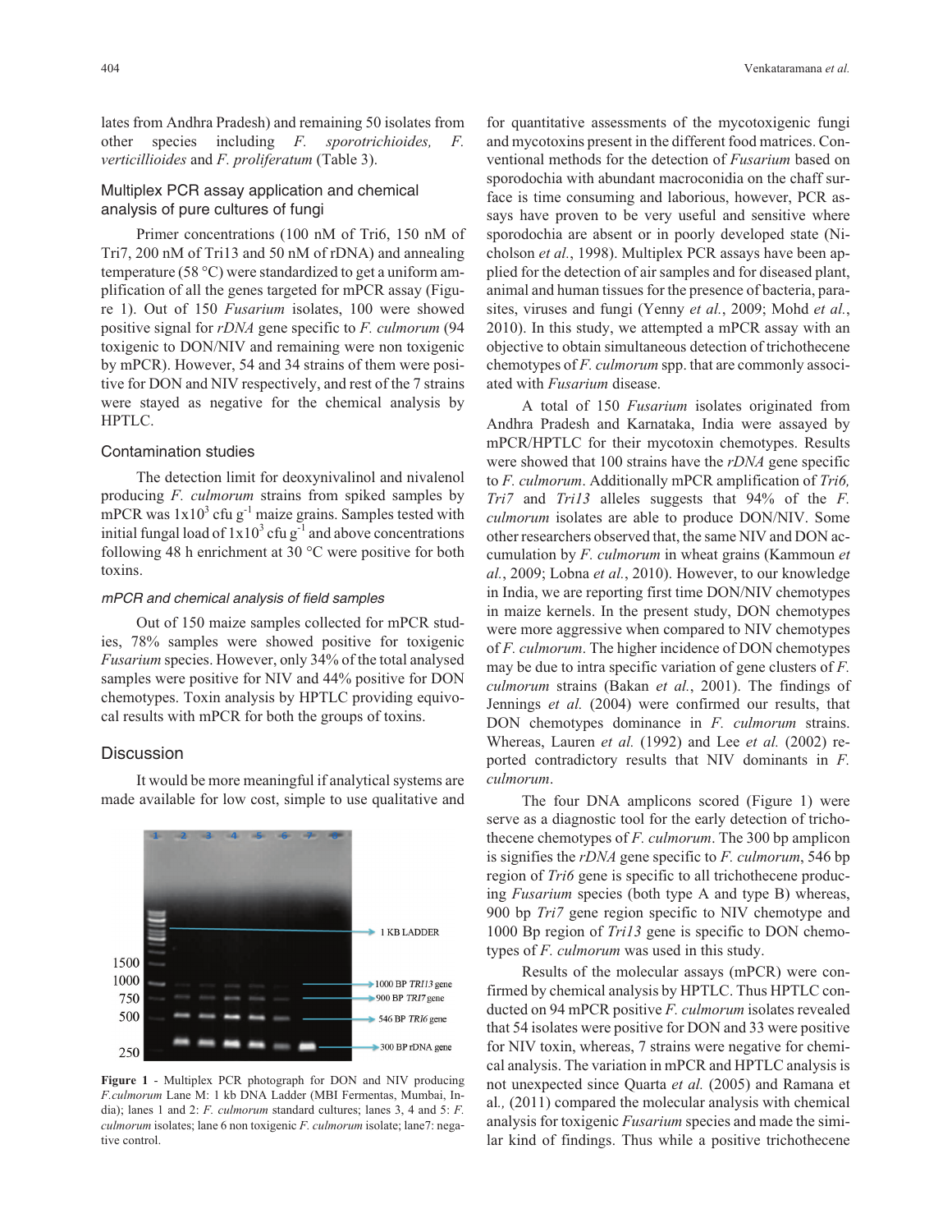lates from Andhra Pradesh) and remaining 50 isolates from other species including *F. sporotrichioides, F. verticillioides* and *F. proliferatum* (Table 3).

### Multiplex PCR assay application and chemical analysis of pure cultures of fungi

Primer concentrations (100 nM of Tri6, 150 nM of Tri7, 200 nM of Tri13 and 50 nM of rDNA) and annealing temperature (58 °C) were standardized to get a uniform amplification of all the genes targeted for mPCR assay (Figure 1). Out of 150 *Fusarium* isolates, 100 were showed positive signal for *rDNA* gene specific to *F. culmorum* (94 toxigenic to DON/NIV and remaining were non toxigenic by mPCR). However, 54 and 34 strains of them were positive for DON and NIV respectively, and rest of the 7 strains were stayed as negative for the chemical analysis by HPTLC.

### Contamination studies

The detection limit for deoxynivalinol and nivalenol producing *F. culmorum* strains from spiked samples by mPCR was $1x10^3$ cfu $g^{-1}$ maize grains. Samples tested with initial fungal load of $1x10^3$ cfu $g^{-1}$ and above concentrations following 48 h enrichment at 30 °C were positive for both toxins.

#### *mPCR and chemical analysis of field samples*

Out of 150 maize samples collected for mPCR studies, 78% samples were showed positive for toxigenic *Fusarium* species. However, only 34% of the total analysed samples were positive for NIV and 44% positive for DON chemotypes. Toxin analysis by HPTLC providing equivocal results with mPCR for both the groups of toxins.

## Discussion

It would be more meaningful if analytical systems are made available for low cost, simple to use qualitative and for quantitative assessments of the mycotoxigenic fungi and mycotoxins present in the different food matrices. Conventional methods for the detection of *Fusarium* based on sporodochia with abundant macroconidia on the chaff surface is time consuming and laborious, however, PCR assays have proven to be very useful and sensitive where sporodochia are absent or in poorly developed state (Nicholson *et al.*, 1998). Multiplex PCR assays have been applied for the detection of air samples and for diseased plant, animal and human tissues for the presence of bacteria, parasites, viruses and fungi (Yenny *et al.*, 2009; Mohd *et al.*, 2010). In this study, we attempted a mPCR assay with an objective to obtain simultaneous detection of trichothecene chemotypes of *F. culmorum* spp. that are commonly associated with *Fusarium* disease.

A total of 150 *Fusarium* isolates originated from Andhra Pradesh and Karnataka, India were assayed by mPCR/HPTLC for their mycotoxin chemotypes. Results were showed that 100 strains have the *rDNA* gene specific to *F. culmorum*. Additionally mPCR amplification of *Tri6, Tri7* and *Tri13* alleles suggests that 94% of the *F. culmorum* isolates are able to produce DON/NIV. Some other researchers observed that, the same NIV and DON accumulation by *F. culmorum* in wheat grains (Kammoun *et al.*, 2009; Lobna *et al.*, 2010). However, to our knowledge in India, we are reporting first time DON/NIV chemotypes in maize kernels. In the present study, DON chemotypes were more aggressive when compared to NIV chemotypes of *F. culmorum*. The higher incidence of DON chemotypes may be due to intra specific variation of gene clusters of *F. culmorum* strains (Bakan *et al.*, 2001). The findings of Jennings *et al.* (2004) were confirmed our results, that DON chemotypes dominance in *F. culmorum* strains. Whereas, Lauren *et al.* (1992) and Lee *et al.* (2002) reported contradictory results that NIV dominants in *F. culmorum*.

The four DNA amplicons scored (Figure 1) were serve as a diagnostic tool for the early detection of trichothecene chemotypes of *F. culmorum*. The 300 bp amplicon is signifies the *rDNA* gene specific to *F. culmorum*, 546 bp region of *Tri6* gene is specific to all trichothecene producing *Fusarium* species (both type A and type B) whereas, 900 bp *Tri7* gene region specific to NIV chemotype and 1000 Bp region of *Tri13* gene is specific to DON chemotypes of *F. culmorum* was used in this study.

Results of the molecular assays (mPCR) were confirmed by chemical analysis by HPTLC. Thus HPTLC conducted on 94 mPCR positive *F. culmorum* isolates revealed that 54 isolates were positive for DON and 33 were positive for NIV toxin, whereas, 7 strains were negative for chemical analysis. The variation in mPCR and HPTLC analysis is not unexpected since Quarta *et al.* (2005) and Ramana et al., (2011) compared the molecular analysis with chemical analysis for toxigenic *Fusarium* species and made the similar kind of findings. Thus while a positive trichothecene

**Figure 1** - Multiplex PCR photograph for DON and NIV producing *F.culmorum* Lane M: 1 kb DNA Ladder (MBI Fermentas, Mumbai, India); lanes 1 and 2: *F. culmorum* standard cultures; lanes 3, 4 and 5: *F. culmorum* isolates; lane 6 non toxigenic *F. culmorum* isolate; lane7: negative control.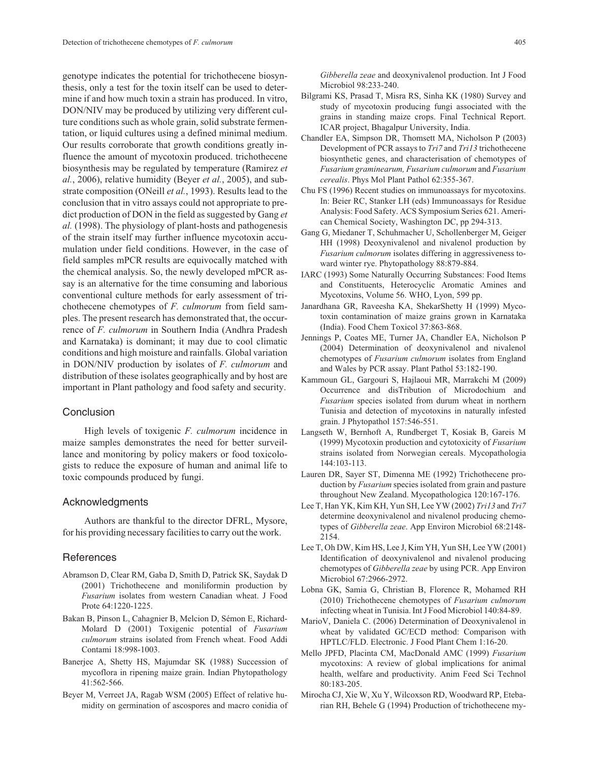genotype indicates the potential for trichothecene biosynthesis, only a test for the toxin itself can be used to determine if and how much toxin a strain has produced. In vitro, DON/NIV may be produced by utilizing very different culture conditions such as whole grain, solid substrate fermentation, or liquid cultures using a defined minimal medium. Our results corroborate that growth conditions greatly influence the amount of mycotoxin produced. trichothecene biosynthesis may be regulated by temperature (Ramirez *et al.*, 2006), relative humidity (Beyer *et al.*, 2005), and substrate composition (ONeill *et al.*, 1993). Results lead to the conclusion that in vitro assays could not appropriate to predict production of DON in the field as suggested by Gang *et al.* (1998). The physiology of plant-hosts and pathogenesis of the strain itself may further influence mycotoxin accumulation under field conditions. However, in the case of field samples mPCR results are equivocally matched with the chemical analysis. So, the newly developed mPCR assay is an alternative for the time consuming and laborious conventional culture methods for early assessment of trichothecene chemotypes of *F. culmorum* from field samples. The present research has demonstrated that, the occurrence of *F. culmorum* in Southern India (Andhra Pradesh and Karnataka) is dominant; it may due to cool climatic conditions and high moisture and rainfalls. Global variation in DON/NIV production by isolates of *F. culmorum* and distribution of these isolates geographically and by host are important in Plant pathology and food safety and security.

## Conclusion

High levels of toxigenic *F. culmorum* incidence in maize samples demonstrates the need for better surveillance and monitoring by policy makers or food toxicologists to reduce the exposure of human and animal life to toxic compounds produced by fungi.

## Acknowledgments

Authors are thankful to the director DFRL, Mysore, for his providing necessary facilities to carry out the work.

## References

Abramson D, Clear RM, Gaba D, Smith D, Patrick SK, Saydak D (2001) Trichothecene and moniliformin production by *Fusarium* isolates from western Canadian wheat. J Food Prote 64:1220-1225.

Bakan B, Pinson L, Cahagnier B, Melcion D, Sémon E, Richard-Molard D (2001) Toxigenic potential of *Fusarium culmorum* strains isolated from French wheat. Food Addi Contami 18:998-1003.

Banerjee A, Shetty HS, Majumdar SK (1988) Succession of mycoflora in ripening maize grain. Indian Phytopathology 41:562-566.

Beyer M, Verreet JA, Ragab WSM (2005) Effect of relative humidity on germination of ascospores and macro conidia of *Gibberella zeae* and deoxynivalenol production. Int J Food Microbiol 98:233-240.

Bilgrami KS, Prasad T, Misra RS, Sinha KK (1980) Survey and study of mycotoxin producing fungi associated with the grains in standing maize crops. Final Technical Report. ICAR project, Bhagalpur University, India.

Chandler EA, Simpson DR, Thomsett MA, Nicholson P (2003) Development of PCR assays to *Tri7* and *Tri13* trichothecene biosynthetic genes, and characterisation of chemotypes of *Fusarium graminearum, Fusarium culmorum* and *Fusarium cerealis*. Phys Mol Plant Pathol 62:355-367.

Chu FS (1996) Recent studies on immunoassays for mycotoxins. In: Beier RC, Stanker LH (eds) Immunoassays for Residue Analysis: Food Safety. ACS Symposium Series 621. American Chemical Society, Washington DC, pp 294-313.

Gang G, Miedaner T, Schuhmacher U, Schollenberger M, Geiger HH (1998) Deoxynivalenol and nivalenol production by *Fusarium culmorum* isolates differing in aggressiveness toward winter rye. Phytopathology 88:879-884.

IARC (1993) Some Naturally Occurring Substances: Food Items and Constituents, Heterocyclic Aromatic Amines and Mycotoxins, Volume 56. WHO, Lyon, 599 pp.

Janardhana GR, Raveesha KA, ShekarShetty H (1999) Mycotoxin contamination of maize grains grown in Karnataka (India). Food Chem Toxicol 37:863-868.

Jennings P, Coates ME, Turner JA, Chandler EA, Nicholson P (2004) Determination of deoxynivalenol and nivalenol chemotypes of *Fusarium culmorum* isolates from England and Wales by PCR assay. Plant Pathol 53:182-190.

Kammoun GL, Gargouri S, Hajlaoui MR, Marrakchi M (2009) Occurrence and disTribution of Microdochium and *Fusarium* species isolated from durum wheat in northern Tunisia and detection of mycotoxins in naturally infested grain. J Phytopathol 157:546-551.

Langseth W, Bernhoft A, Rundberget T, Kosiak B, Gareis M (1999) Mycotoxin production and cytotoxicity of *Fusarium* strains isolated from Norwegian cereals. Mycopathologia 144:103-113.

Lauren DR, Sayer ST, Dimenna ME (1992) Trichothecene production by *Fusarium* species isolated from grain and pasture throughout New Zealand. Mycopathologica 120:167-176.

Lee T, Han YK, Kim KH, Yun SH, Lee YW (2002) *Tri13* and *Tri7* determine deoxynivalenol and nivalenol producing chemotypes of *Gibberella zeae*. App Environ Microbiol 68:2148-2154.

Lee T, Oh DW, Kim HS, Lee J, Kim YH, Yun SH, Lee YW (2001) Identification of deoxynivalenol and nivalenol producing chemotypes of *Gibberella zeae* by using PCR. App Environ Microbiol 67:2966-2972.

Lobna GK, Samia G, Christian B, Florence R, Mohamed RH (2010) Trichothecene chemotypes of *Fusarium culmorum* infecting wheat in Tunisia. Int J Food Microbiol 140:84-89.

MarioV, Daniela C. (2006) Determination of Deoxynivalenol in wheat by validated GC/ECD method: Comparison with HPTLC/FLD. Electronic. J Food Plant Chem 1:16-20.

Mello JPFD, Placinta CM, MacDonald AMC (1999) *Fusarium* mycotoxins: A review of global implications for animal health, welfare and productivity. Anim Feed Sci Technol 80:183-205.

Mirocha CJ, Xie W, Xu Y, Wilcoxson RD, Woodward RP, Etebarian RH, Behele G (1994) Production of trichothecene my-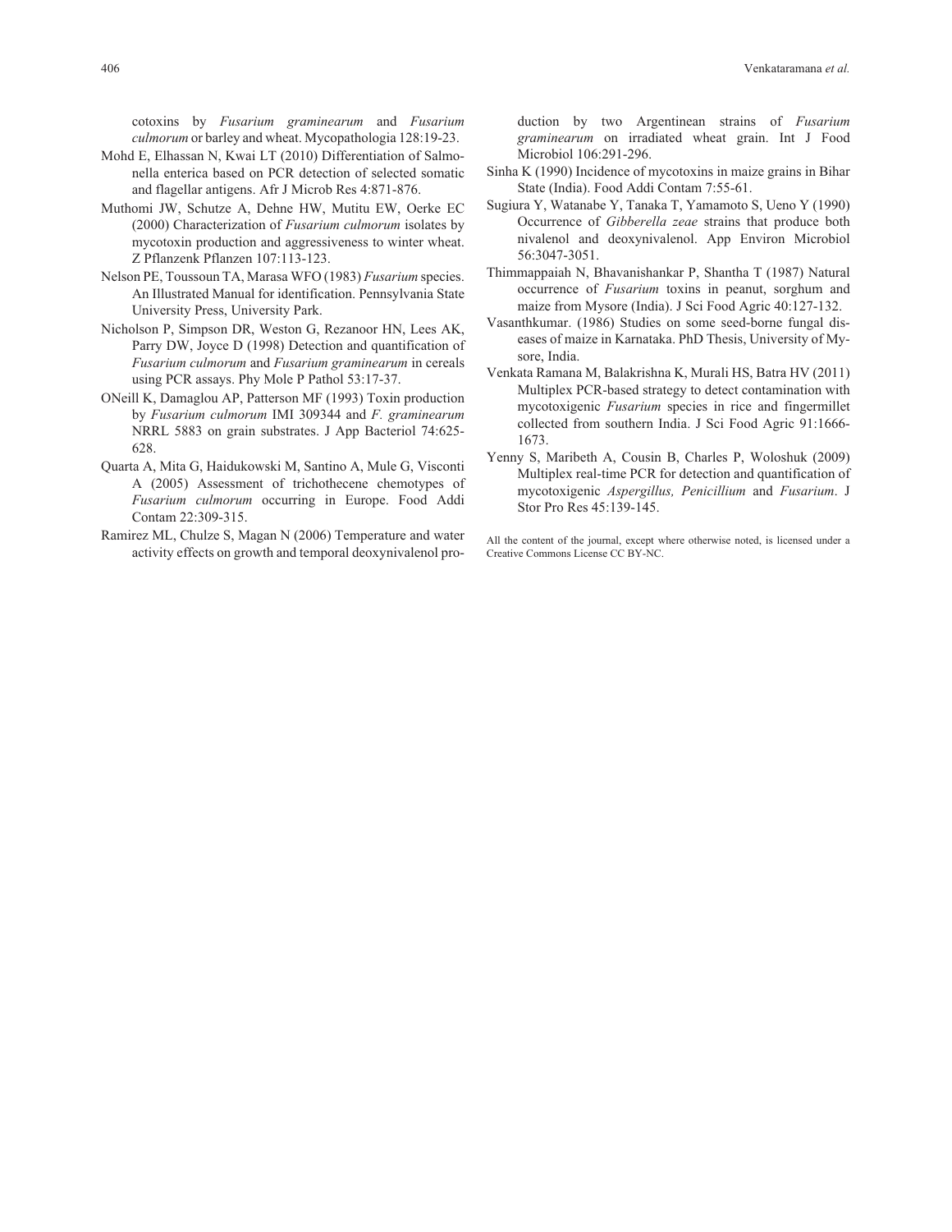cotoxins by *Fusarium graminearum* and *Fusarium culmorum* or barley and wheat. Mycopathologia 128:19-23.

Mohd E, Elhassan N, Kwai LT (2010) Differentiation of Salmonella enterica based on PCR detection of selected somatic and flagellar antigens. Afr J Microb Res 4:871-876.

Muthomi JW, Schutze A, Dehne HW, Mutitu EW, Oerke EC (2000) Characterization of *Fusarium culmorum* isolates by mycotoxin production and aggressiveness to winter wheat. Z Pflanzenk Pflanzen 107:113-123.

Nelson PE, Toussoun TA, Marasa WFO (1983) *Fusarium* species. An Illustrated Manual for identification. Pennsylvania State University Press, University Park.

Nicholson P, Simpson DR, Weston G, Rezanoor HN, Lees AK, Parry DW, Joyce D (1998) Detection and quantification of *Fusarium culmorum* and *Fusarium graminearum* in cereals using PCR assays. Phy Mole P Pathol 53:17-37.

ONeill K, Damaglou AP, Patterson MF (1993) Toxin production by *Fusarium culmorum* IMI 309344 and *F. graminearum* NRRL 5883 on grain substrates. J App Bacteriol 74:625-628.

Quarta A, Mita G, Haidukowski M, Santino A, Mule G, Visconti A (2005) Assessment of trichothecene chemotypes of *Fusarium culmorum* occurring in Europe. Food Addi Contam 22:309-315.

Ramirez ML, Chulze S, Magan N (2006) Temperature and water activity effects on growth and temporal deoxynivalenol production by two Argentinean strains of *Fusarium graminearum* on irradiated wheat grain. Int J Food Microbiol 106:291-296.

Sinha K (1990) Incidence of mycotoxins in maize grains in Bihar State (India). Food Addi Contam 7:55-61.

Sugiura Y, Watanabe Y, Tanaka T, Yamamoto S, Ueno Y (1990) Occurrence of *Gibberella zeae* strains that produce both nivalenol and deoxynivalenol. App Environ Microbiol 56:3047-3051.

Thimmappaiah N, Bhavanishankar P, Shantha T (1987) Natural occurrence of *Fusarium* toxins in peanut, sorghum and maize from Mysore (India). J Sci Food Agric 40:127-132.

Vasanthkumar. (1986) Studies on some seed-borne fungal diseases of maize in Karnataka. PhD Thesis, University of Mysore, India.

Venkata Ramana M, Balakrishna K, Murali HS, Batra HV (2011) Multiplex PCR-based strategy to detect contamination with mycotoxigenic *Fusarium* species in rice and fingermillet collected from southern India. J Sci Food Agric 91:1666-1673.

Yenny S, Maribeth A, Cousin B, Charles P, Woloshuk (2009) Multiplex real-time PCR for detection and quantification of mycotoxigenic *Aspergillus, Penicillium* and *Fusarium*. J Stor Pro Res 45:139-145.

All the content of the journal, except where otherwise noted, is licensed under a Creative Commons License CC BY-NC.